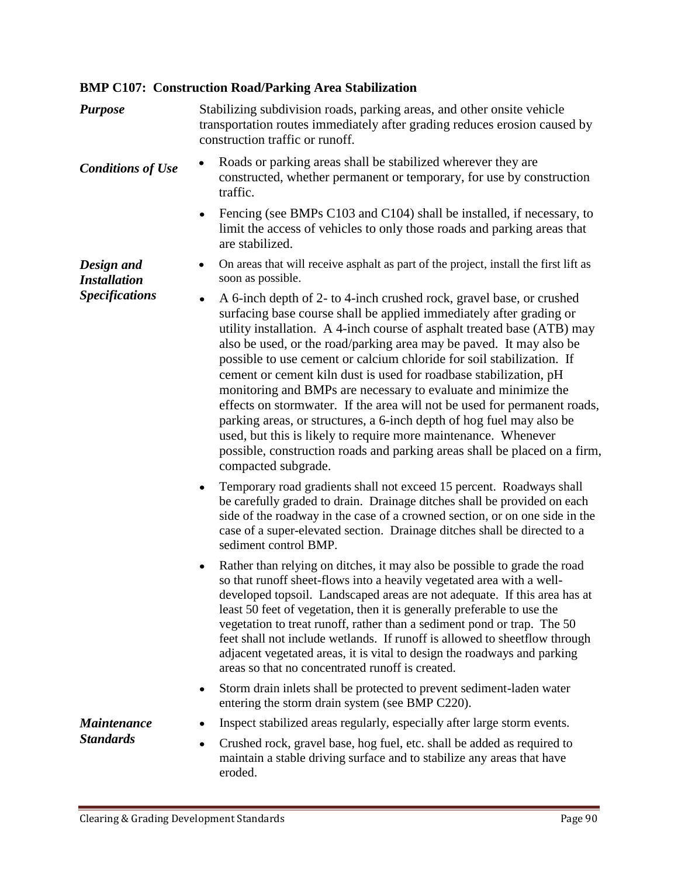### BMP C107: Construction Road/Parking Area Stabilization

***Purpose***

Stabilizing subdivision roads, parking areas, and other onsite vehicle transportation routes immediately after grading reduces erosion caused by construction traffic or runoff.

***Conditions of Use***

- Roads or parking areas shall be stabilized wherever they are constructed, whether permanent or temporary, for use by construction traffic.
- Fencing (see BMPs C103 and C104) shall be installed, if necessary, to limit the access of vehicles to only those roads and parking areas that are stabilized.

***Design and Installation Specifications***

- On areas that will receive asphalt as part of the project, install the first lift as soon as possible.
- A 6-inch depth of 2- to 4-inch crushed rock, gravel base, or crushed surfacing base course shall be applied immediately after grading or utility installation. A 4-inch course of asphalt treated base (ATB) may also be used, or the road/parking area may be paved. It may also be possible to use cement or calcium chloride for soil stabilization. If cement or cement kiln dust is used for roadbase stabilization, pH monitoring and BMPs are necessary to evaluate and minimize the effects on stormwater. If the area will not be used for permanent roads, parking areas, or structures, a 6-inch depth of hog fuel may also be used, but this is likely to require more maintenance. Whenever possible, construction roads and parking areas shall be placed on a firm, compacted subgrade.
- Temporary road gradients shall not exceed 15 percent. Roadways shall be carefully graded to drain. Drainage ditches shall be provided on each side of the roadway in the case of a crowned section, or on one side in the case of a super-elevated section. Drainage ditches shall be directed to a sediment control BMP.
- Rather than relying on ditches, it may also be possible to grade the road so that runoff sheet-flows into a heavily vegetated area with a well-developed topsoil. Landscaped areas are not adequate. If this area has at least 50 feet of vegetation, then it is generally preferable to use the vegetation to treat runoff, rather than a sediment pond or trap. The 50 feet shall not include wetlands. If runoff is allowed to sheetflow through adjacent vegetated areas, it is vital to design the roadways and parking areas so that no concentrated runoff is created.
- Storm drain inlets shall be protected to prevent sediment-laden water entering the storm drain system (see BMP C220).

***Maintenance Standards***

- Inspect stabilized areas regularly, especially after large storm events.
- Crushed rock, gravel base, hog fuel, etc. shall be added as required to maintain a stable driving surface and to stabilize any areas that have eroded.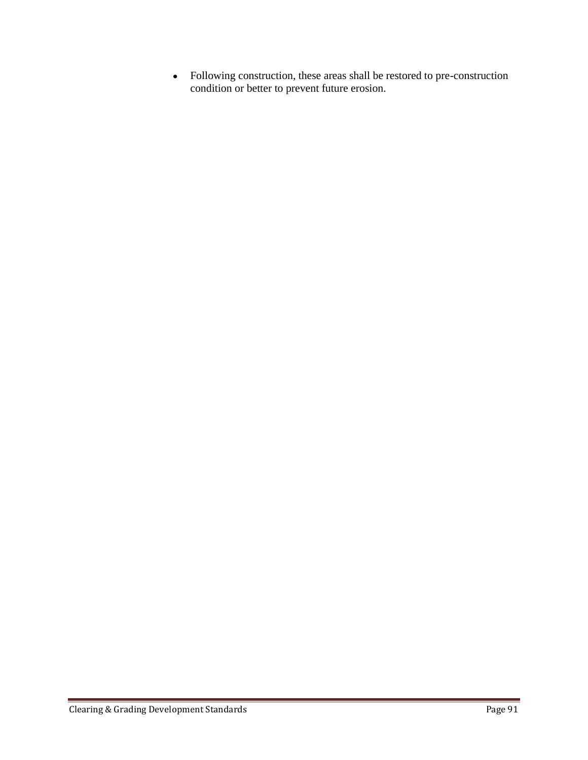- Following construction, these areas shall be restored to pre-construction condition or better to prevent future erosion.